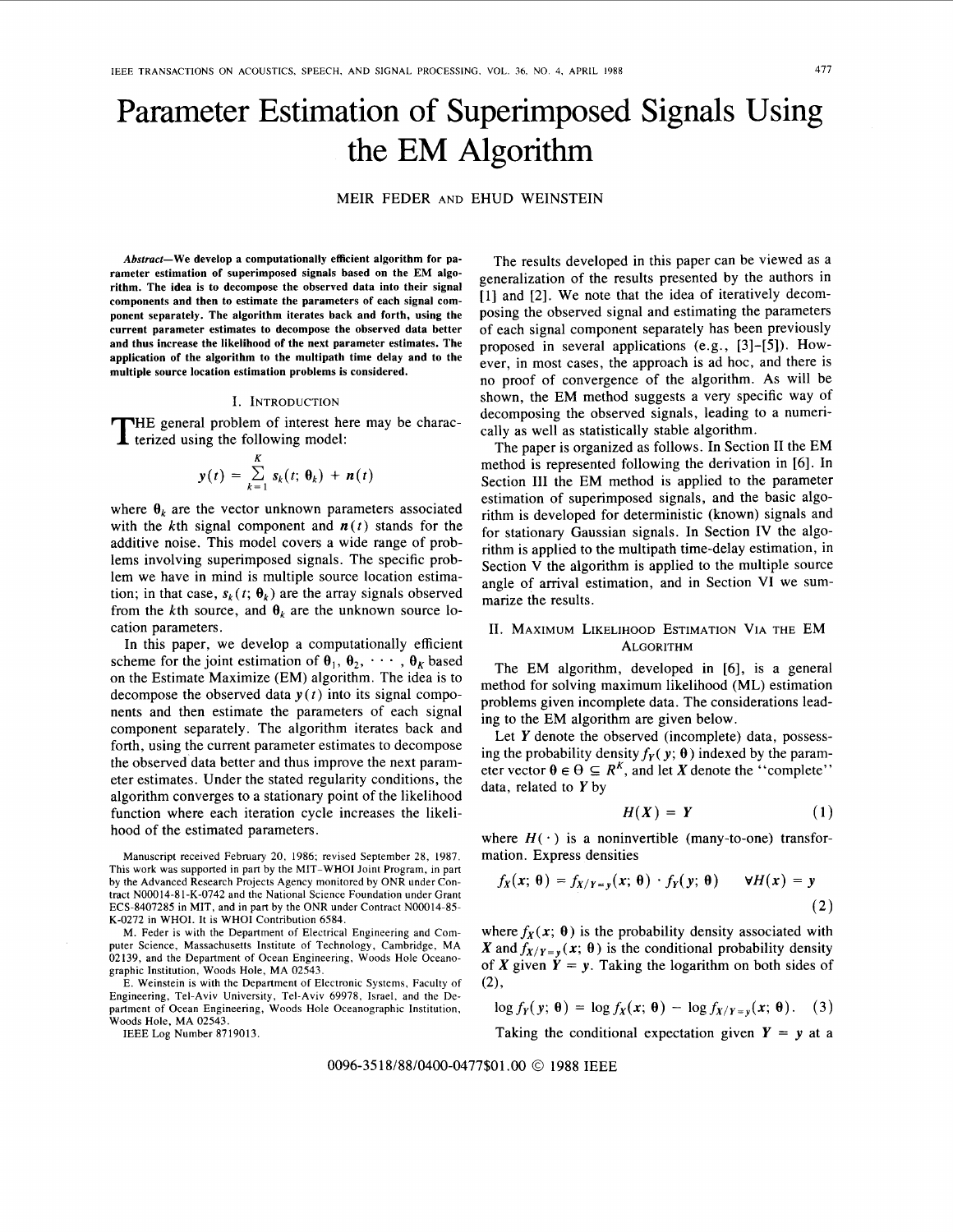# Parameter Estimation of Superimposed Signals Using the EM Algorithm

MEIR FEDER AND EHUD WEINSTEIN

***Abstract*—We develop a computationally efficient algorithm for parameter estimation of superimposed signals based on the EM algorithm. The idea is to decompose the observed data into their signal components and then to estimate the parameters of each signal component separately. The algorithm iterates back and forth, using the current parameter estimates to decompose the observed data better and thus increase the likelihood of the next parameter estimates. The application of the algorithm to the multipath time delay and to the multiple source location estimation problems is considered.**

## I. Introduction

The general problem of interest here may be characterized using the following model:

$$y(t) = \sum_{k=1}^{K} s_k(t; \theta_k) + n(t)$$

where $\theta_k$ are the vector unknown parameters associated with the $k$th signal component and $n(t)$ stands for the additive noise. This model covers a wide range of problems involving superimposed signals. The specific problem we have in mind is multiple source location estimation; in that case, $s_k(t; \theta_k)$ are the array signals observed from the $k$th source, and $\theta_k$ are the unknown source location parameters.

In this paper, we develop a computationally efficient scheme for the joint estimation of $\theta_1, \theta_2, \cdots, \theta_K$ based on the Estimate Maximize (EM) algorithm. The idea is to decompose the observed data $y(t)$ into its signal components and then estimate the parameters of each signal component separately. The algorithm iterates back and forth, using the current parameter estimates to decompose the observed data better and thus improve the next parameter estimates. Under the stated regularity conditions, the algorithm converges to a stationary point of the likelihood function where each iteration cycle increases the likelihood of the estimated parameters.

Manuscript received February 20, 1986; revised September 28, 1987. This work was supported in part by the MIT-WHOI Joint Program, in part by the Advanced Research Projects Agency monitored by ONR under Contract N00014-81-K-0742 and the National Science Foundation under Grant ECS-8407285 in MIT, and in part by the ONR under Contract N00014-85-K-0272 in WHOI. It is WHOI Contribution 6584.

M. Feder is with the Department of Electrical Engineering and Computer Science, Massachusetts Institute of Technology, Cambridge, MA 02139, and the Department of Ocean Engineering, Woods Hole Oceanographic Institution, Woods Hole, MA 02543.

E. Weinstein is with the Department of Electronic Systems, Faculty of Engineering, Tel-Aviv University, Tel-Aviv 69978, Israel, and the Department of Ocean Engineering, Woods Hole Oceanographic Institution, Woods Hole, MA 02543.

IEEE Log Number 8719013.

The results developed in this paper can be viewed as a generalization of the results presented by the authors in [1] and [2]. We note that the idea of iteratively decomposing the observed signal and estimating the parameters of each signal component separately has been previously proposed in several applications (e.g., [3]–[5]). However, in most cases, the approach is ad hoc, and there is no proof of convergence of the algorithm. As will be shown, the EM method suggests a very specific way of decomposing the observed signals, leading to a numerically as well as statistically stable algorithm.

The paper is organized as follows. In Section II the EM method is represented following the derivation in [6]. In Section III the EM method is applied to the parameter estimation of superimposed signals, and the basic algorithm is developed for deterministic (known) signals and for stationary Gaussian signals. In Section IV the algorithm is applied to the multipath time-delay estimation, in Section V the algorithm is applied to the multiple source angle of arrival estimation, and in Section VI we summarize the results.

## II. Maximum Likelihood Estimation Via the EM Algorithm

The EM algorithm, developed in [6], is a general method for solving maximum likelihood (ML) estimation problems given incomplete data. The considerations leading to the EM algorithm are given below.

Let $Y$ denote the observed (incomplete) data, possessing the probability density $f_Y(y; \theta)$ indexed by the parameter vector $\theta \in \Theta \subseteq R^K$, and let $X$ denote the "complete" data, related to $Y$ by

$$H(X) = Y \tag{1}$$

where $H(\cdot)$ is a noninvertible (many-to-one) transformation. Express densities

$$f_X(x; \theta) = f_{X/Y=y}(x; \theta) \cdot f_Y(y; \theta) \qquad \forall H(x) = y \tag{2}$$

where $f_X(x; \theta)$ is the probability density associated with $X$ and $f_{X/Y=y}(x; \theta)$ is the conditional probability density of $X$ given $Y = y$. Taking the logarithm on both sides of (2),

$$\log f_Y(y; \theta) = \log f_X(x; \theta) - \log f_{X/Y=y}(x; \theta). \tag{3}$$

Taking the conditional expectation given $Y = y$ at a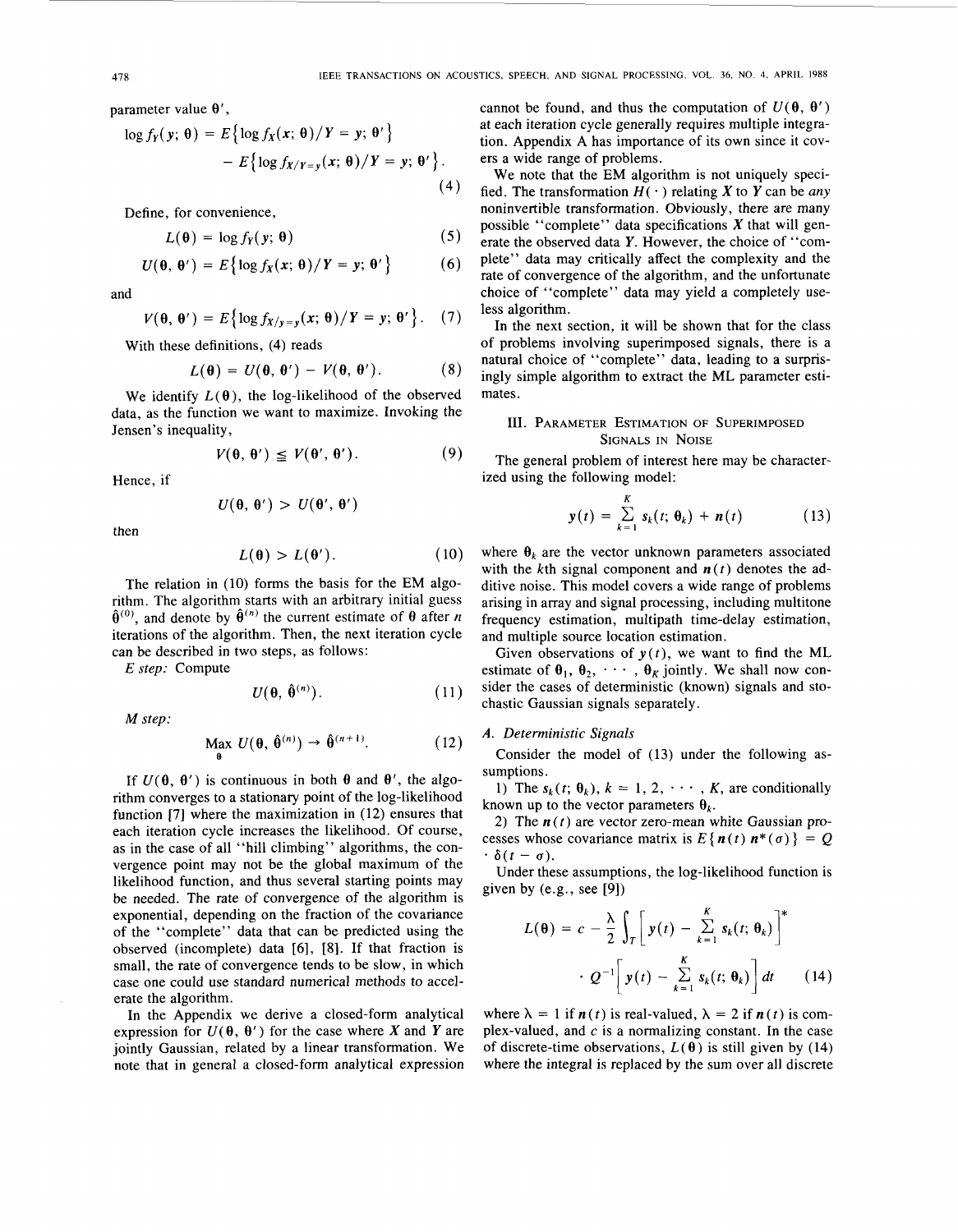parameter value $\theta'$,

$$\log f_Y(y; \theta) = E\{\log f_X(x; \theta)/Y = y; \theta'\} - E\{\log f_{X/Y=y}(x; \theta)/Y = y; \theta'\}. \tag{4}$$

Define, for convenience,

$$L(\theta) = \log f_Y(y; \theta) \tag{5}$$

$$U(\theta, \theta') = E\{\log f_X(x; \theta)/Y = y; \theta'\} \tag{6}$$

and

$$V(\theta, \theta') = E\{\log f_{X/y=y}(x; \theta)/Y = y; \theta'\}. \tag{7}$$

With these definitions, (4) reads

$$L(\theta) = U(\theta, \theta') - V(\theta, \theta'). \tag{8}$$

We identify $L(\theta)$, the log-likelihood of the observed data, as the function we want to maximize. Invoking the Jensen's inequality,

$$V(\theta, \theta') \leq V(\theta', \theta'). \tag{9}$$

Hence, if

$$U(\theta, \theta') > U(\theta', \theta')$$

then

$$L(\theta) > L(\theta'). \tag{10}$$

The relation in (10) forms the basis for the EM algorithm. The algorithm starts with an arbitrary initial guess $\hat{\theta}^{(0)}$, and denote by $\hat{\theta}^{(n)}$ the current estimate of $\theta$ after $n$ iterations of the algorithm. Then, the next iteration cycle can be described in two steps, as follows:

*E step:* Compute

$$U(\theta, \hat{\theta}^{(n)}). \tag{11}$$

*M step:*

$$\max_{\theta} U(\theta, \hat{\theta}^{(n)}) \rightarrow \hat{\theta}^{(n+1)}. \tag{12}$$

If $U(\theta, \theta')$ is continuous in both $\theta$ and $\theta'$, the algorithm converges to a stationary point of the log-likelihood function [7] where the maximization in (12) ensures that each iteration cycle increases the likelihood. Of course, as in the case of all "hill climbing" algorithms, the convergence point may not be the global maximum of the likelihood function, and thus several starting points may be needed. The rate of convergence of the algorithm is exponential, depending on the fraction of the covariance of the "complete" data that can be predicted using the observed (incomplete) data [6], [8]. If that fraction is small, the rate of convergence tends to be slow, in which case one could use standard numerical methods to accelerate the algorithm.

In the Appendix we derive a closed-form analytical expression for $U(\theta, \theta')$ for the case where $X$ and $Y$ are jointly Gaussian, related by a linear transformation. We note that in general a closed-form analytical expression cannot be found, and thus the computation of $U(\theta, \theta')$ at each iteration cycle generally requires multiple integration. Appendix A has importance of its own since it covers a wide range of problems.

We note that the EM algorithm is not uniquely specified. The transformation $H(\cdot)$ relating $X$ to $Y$ can be *any* noninvertible transformation. Obviously, there are many possible "complete" data specifications $X$ that will generate the observed data $Y$. However, the choice of "complete" data may critically affect the complexity and the rate of convergence of the algorithm, and the unfortunate choice of "complete" data may yield a completely useless algorithm.

In the next section, it will be shown that for the class of problems involving superimposed signals, there is a natural choice of "complete" data, leading to a surprisingly simple algorithm to extract the ML parameter estimates.

## III. Parameter Estimation of Superimposed Signals in Noise

The general problem of interest here may be characterized using the following model:

$$y(t) = \sum_{k=1}^{K} s_k(t; \theta_k) + n(t) \tag{13}$$

where $\theta_k$ are the vector unknown parameters associated with the $k$th signal component and $n(t)$ denotes the additive noise. This model covers a wide range of problems arising in array and signal processing, including multitone frequency estimation, multipath time-delay estimation, and multiple source location estimation.

Given observations of $y(t)$, we want to find the ML estimate of $\theta_1, \theta_2, \cdots, \theta_K$ jointly. We shall now consider the cases of deterministic (known) signals and stochastic Gaussian signals separately.

### A. Deterministic Signals

Consider the model of (13) under the following assumptions.

1) The $s_k(t; \theta_k)$, $k = 1, 2, \cdots, K$, are conditionally known up to the vector parameters $\theta_k$.

2) The $n(t)$ are vector zero-mean white Gaussian processes whose covariance matrix is $E\{n(t) n^*(\sigma)\} = Q \cdot \delta(t - \sigma)$.

Under these assumptions, the log-likelihood function is given by (e.g., see [9])

$$L(\theta) = c - \frac{\lambda}{2} \int_T \left[ y(t) - \sum_{k=1}^{K} s_k(t; \theta_k) \right]^* \cdot Q^{-1} \left[ y(t) - \sum_{k=1}^{K} s_k(t; \theta_k) \right] dt \tag{14}$$

where $\lambda = 1$ if $n(t)$ is real-valued, $\lambda = 2$ if $n(t)$ is complex-valued, and $c$ is a normalizing constant. In the case of discrete-time observations, $L(\theta)$ is still given by (14) where the integral is replaced by the sum over all discrete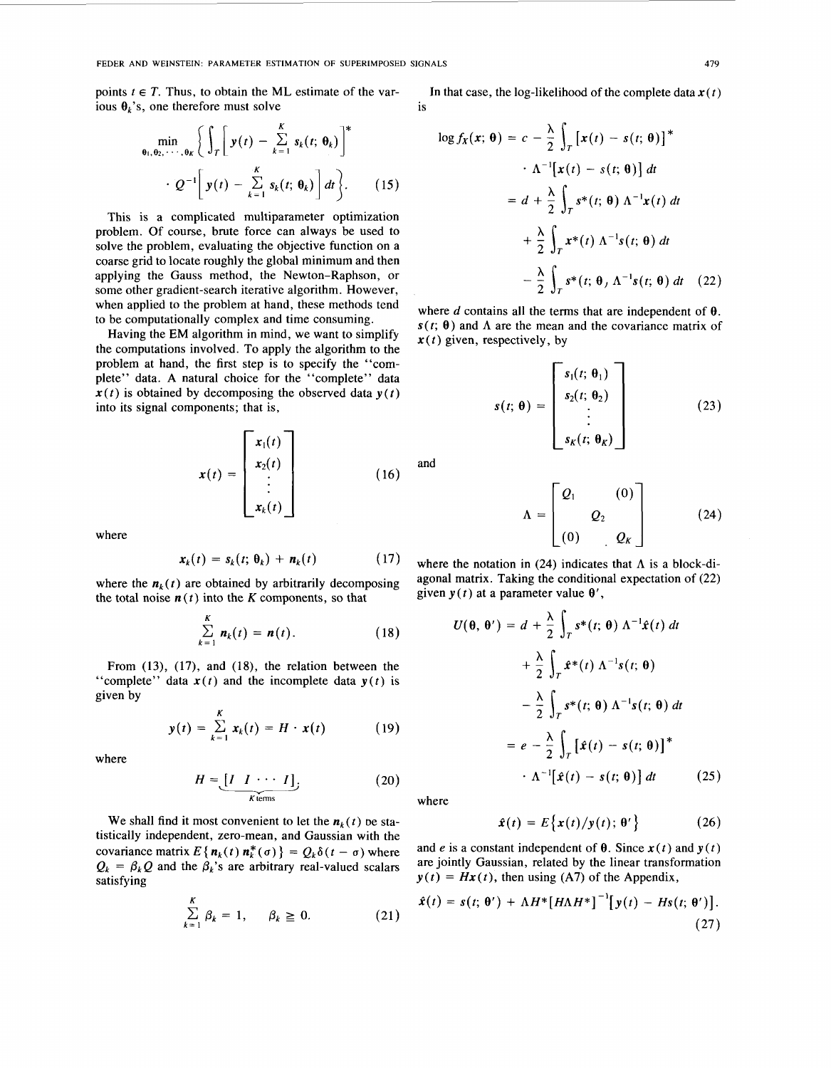points $t \in T$. Thus, to obtain the ML estimate of the various $\theta_k$'s, one therefore must solve

$$\min_{\theta_1, \theta_2, \cdots, \theta_K} \left\{ \int_T \left[ y(t) - \sum_{k=1}^{K} s_k(t; \theta_k) \right]^* \cdot Q^{-1} \left[ y(t) - \sum_{k=1}^{K} s_k(t; \theta_k) \right] dt \right\}. \tag{15}$$

This is a complicated multiparameter optimization problem. Of course, brute force can always be used to solve the problem, evaluating the objective function on a coarse grid to locate roughly the global minimum and then applying the Gauss method, the Newton–Raphson, or some other gradient-search iterative algorithm. However, when applied to the problem at hand, these methods tend to be computationally complex and time consuming.

Having the EM algorithm in mind, we want to simplify the computations involved. To apply the algorithm to the problem at hand, the first step is to specify the "complete" data. A natural choice for the "complete" data $x(t)$ is obtained by decomposing the observed data $y(t)$ into its signal components; that is,

$$x(t) = \begin{bmatrix} x_1(t) \\ x_2(t) \\ \vdots \\ x_k(t) \end{bmatrix} \tag{16}$$

where

$$x_k(t) = s_k(t; \theta_k) + n_k(t) \tag{17}$$

where the $n_k(t)$ are obtained by arbitrarily decomposing the total noise $n(t)$ into the $K$ components, so that

$$\sum_{k=1}^{K} n_k(t) = n(t). \tag{18}$$

From (13), (17), and (18), the relation between the "complete" data $x(t)$ and the incomplete data $y(t)$ is given by

$$y(t) = \sum_{k=1}^{K} x_k(t) = H \cdot x(t) \tag{19}$$

where

$$H = \underbrace{[I \; I \; \cdots \; I]}_{K \text{ terms}}. \tag{20}$$

We shall find it most convenient to let the $n_k(t)$ be statistically independent, zero-mean, and Gaussian with the covariance matrix $E\{n_k(t) n_k^*(\sigma)\} = Q_k \delta(t - \sigma)$ where $Q_k = \beta_k Q$ and the $\beta_k$'s are arbitrary real-valued scalars satisfying

$$\sum_{k=1}^{K} \beta_k = 1, \qquad \beta_k \geq 0. \tag{21}$$

In that case, the log-likelihood of the complete data $x(t)$ is

$$\begin{aligned} \log f_X(x; \theta) &= c - \frac{\lambda}{2} \int_T [x(t) - s(t; \theta)]^* \cdot \Lambda^{-1} [x(t) - s(t; \theta)] \, dt \\ &= d + \frac{\lambda}{2} \int_T s^*(t; \theta) \, \Lambda^{-1} x(t) \, dt \\ &\quad + \frac{\lambda}{2} \int_T x^*(t) \, \Lambda^{-1} s(t; \theta) \, dt \\ &\quad - \frac{\lambda}{2} \int_T s^*(t; \theta) \, \Lambda^{-1} s(t; \theta) \, dt \end{aligned} \tag{22}$$

where $d$ contains all the terms that are independent of $\theta$. $s(t; \theta)$ and $\Lambda$ are the mean and the covariance matrix of $x(t)$ given, respectively, by

$$s(t; \theta) = \begin{bmatrix} s_1(t; \theta_1) \\ s_2(t; \theta_2) \\ \vdots \\ s_K(t; \theta_K) \end{bmatrix} \tag{23}$$

and

$$\Lambda = \begin{bmatrix} Q_1 & & (0) \\ & Q_2 & \\ (0) & & Q_K \end{bmatrix} \tag{24}$$

where the notation in (24) indicates that $\Lambda$ is a block-diagonal matrix. Taking the conditional expectation of (22) given $y(t)$ at a parameter value $\theta'$,

$$\begin{aligned} U(\theta, \theta') &= d + \frac{\lambda}{2} \int_T s^*(t; \theta) \, \Lambda^{-1} \hat{x}(t) \, dt \\ &\quad + \frac{\lambda}{2} \int_T \hat{x}^*(t) \, \Lambda^{-1} s(t; \theta) \\ &\quad - \frac{\lambda}{2} \int_T s^*(t; \theta) \, \Lambda^{-1} s(t; \theta) \, dt \\ &= e - \frac{\lambda}{2} \int_T [\hat{x}(t) - s(t; \theta)]^* \cdot \Lambda^{-1} [\hat{x}(t) - s(t; \theta)] \, dt \end{aligned} \tag{25}$$

where

$$\hat{x}(t) = E\{x(t)/y(t); \theta'\} \tag{26}$$

and $e$ is a constant independent of $\theta$. Since $x(t)$ and $y(t)$ are jointly Gaussian, related by the linear transformation $y(t) = Hx(t)$, then using (A7) of the Appendix,

$$\hat{x}(t) = s(t; \theta') + \Lambda H^* [H \Lambda H^*]^{-1} [y(t) - Hs(t; \theta')]. \tag{27}$$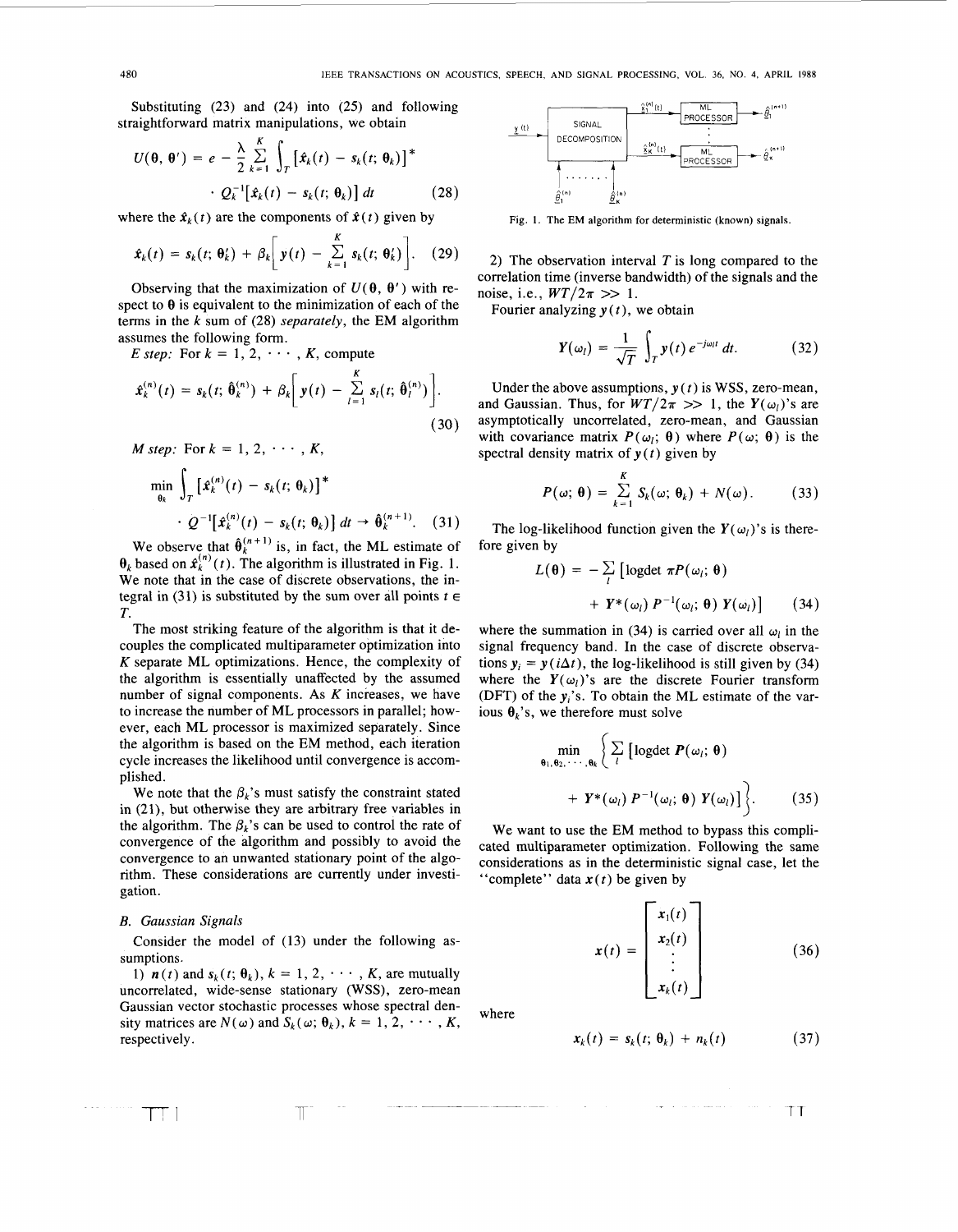Substituting (23) and (24) into (25) and following straightforward matrix manipulations, we obtain

$$U(\theta, \theta') = e - \frac{\lambda}{2} \sum_{k=1}^{K} \int_T [\hat{x}_k(t) - s_k(t; \theta_k)]^* \cdot Q_k^{-1}[\hat{x}_k(t) - s_k(t; \theta_k)] \, dt \tag{28}$$

where the $\hat{x}_k(t)$ are the components of $\hat{x}(t)$ given by

$$\hat{x}_k(t) = s_k(t; \theta_k') + \beta_k \left[ y(t) - \sum_{k=1}^{K} s_k(t; \theta_k') \right]. \tag{29}$$

Observing that the maximization of $U(\theta, \theta')$ with respect to $\theta$ is equivalent to the minimization of each of the terms in the $k$ sum of (28) *separately*, the EM algorithm assumes the following form.

*E step:* For $k = 1, 2, \cdots, K$, compute

$$\hat{x}_k^{(n)}(t) = s_k(t; \hat{\theta}_k^{(n)}) + \beta_k \left[ y(t) - \sum_{l=1}^{K} s_l(t; \hat{\theta}_l^{(n)}) \right]. \tag{30}$$

*M step:* For $k = 1, 2, \cdots, K$,

$$\min_{\theta_k} \int_T [\hat{x}_k^{(n)}(t) - s_k(t; \theta_k)]^* \cdot Q^{-1}[\hat{x}_k^{(n)}(t) - s_k(t; \theta_k)] \, dt \rightarrow \hat{\theta}_k^{(n+1)}. \tag{31}$$

We observe that $\hat{\theta}_k^{(n+1)}$ is, in fact, the ML estimate of $\theta_k$ based on $\hat{x}_k^{(n)}(t)$. The algorithm is illustrated in Fig. 1. We note that in the case of discrete observations, the integral in (31) is substituted by the sum over all points $t \in T$.

The most striking feature of the algorithm is that it decouples the complicated multiparameter optimization into $K$ separate ML optimizations. Hence, the complexity of the algorithm is essentially unaffected by the assumed number of signal components. As $K$ increases, we have to increase the number of ML processors in parallel; however, each ML processor is maximized separately. Since the algorithm is based on the EM method, each iteration cycle increases the likelihood until convergence is accomplished.

We note that the $\beta_k$'s must satisfy the constraint stated in (21), but otherwise they are arbitrary free variables in the algorithm. The $\beta_k$'s can be used to control the rate of convergence of the algorithm and possibly to avoid the convergence to an unwanted stationary point of the algorithm. These considerations are currently under investigation.

### B. Gaussian Signals

Consider the model of (13) under the following assumptions.

1) $n(t)$ and $s_k(t; \theta_k)$, $k = 1, 2, \cdots, K$, are mutually uncorrelated, wide-sense stationary (WSS), zero-mean Gaussian vector stochastic processes whose spectral density matrices are $N(\omega)$ and $S_k(\omega; \theta_k)$, $k = 1, 2, \cdots, K$, respectively.

Fig. 1. The EM algorithm for deterministic (known) signals.

2) The observation interval $T$ is long compared to the correlation time (inverse bandwidth) of the signals and the noise, i.e., $WT/2\pi \gg 1$.

Fourier analyzing $y(t)$, we obtain

$$Y(\omega_l) = \frac{1}{\sqrt{T}} \int_T y(t) e^{-j\omega_l t} \, dt. \tag{32}$$

Under the above assumptions, $y(t)$ is WSS, zero-mean, and Gaussian. Thus, for $WT/2\pi \gg 1$, the $Y(\omega_l)$'s are asymptotically uncorrelated, zero-mean, and Gaussian with covariance matrix $P(\omega_l; \theta)$ where $P(\omega; \theta)$ is the spectral density matrix of $y(t)$ given by

$$P(\omega; \theta) = \sum_{k=1}^{K} S_k(\omega; \theta_k) + N(\omega). \tag{33}$$

The log-likelihood function given the $Y(\omega_l)$'s is therefore given by

$$L(\theta) = -\sum_l [\log\det \pi P(\omega_l; \theta) + Y^*(\omega_l) P^{-1}(\omega_l; \theta) Y(\omega_l)] \tag{34}$$

where the summation in (34) is carried over all $\omega_l$ in the signal frequency band. In the case of discrete observations $y_i = y(i\Delta t)$, the log-likelihood is still given by (34) where the $Y(\omega_l)$'s are the discrete Fourier transform (DFT) of the $y_i$'s. To obtain the ML estimate of the various $\theta_k$'s, we therefore must solve

$$\min_{\theta_1, \theta_2, \cdots, \theta_K} \left\{ \sum_l [\log\det P(\omega_l; \theta) + Y^*(\omega_l) P^{-1}(\omega_l; \theta) Y(\omega_l)] \right\}. \tag{35}$$

We want to use the EM method to bypass this complicated multiparameter optimization. Following the same considerations as in the deterministic signal case, let the "complete" data $x(t)$ be given by

$$x(t) = \begin{bmatrix} x_1(t) \\ x_2(t) \\ \vdots \\ x_K(t) \end{bmatrix} \tag{36}$$

where

$$x_k(t) = s_k(t; \theta_k) + n_k(t) \tag{37}$$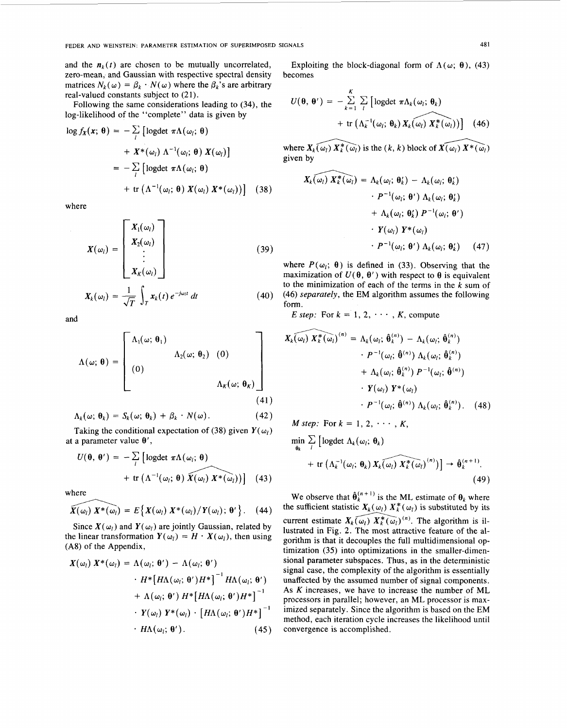and the $n_k(t)$ are chosen to be mutually uncorrelated, zero-mean, and Gaussian with respective spectral density matrices $N_k(\omega) = \beta_k \cdot N(\omega)$ where the $\beta_k$'s are arbitrary real-valued constants subject to (21).

Following the same considerations leading to (34), the log-likelihood of the "complete" data is given by

$$\log f_X(x; \theta) = -\sum_l \left[\text{logdet}\, \pi\Lambda(\omega_l; \theta) + X^*(\omega_l)\, \Lambda^{-1}(\omega_l; \theta)\, X(\omega_l)\right]$$
$$= -\sum_l \left[\text{logdet}\, \pi\Lambda(\omega_l; \theta) + \text{tr}\left(\Lambda^{-1}(\omega_l; \theta)\, X(\omega_l)\, X^*(\omega_l)\right)\right] \quad (38)$$

where

$$X(\omega_l) = \begin{bmatrix} X_1(\omega_l) \\ X_2(\omega_l) \\ \vdots \\ X_K(\omega_l) \end{bmatrix} \quad (39)$$

$$X_k(\omega_l) = \frac{1}{\sqrt{T}} \int_T x_k(t)\, e^{-j\omega_l t}\, dt \quad (40)$$

and

$$\Lambda(\omega; \theta) = \begin{bmatrix} \Lambda_1(\omega; \theta_1) & & & \\ & \Lambda_2(\omega; \theta_2) & (0) & \\ (0) & & \ddots & \\ & & & \Lambda_K(\omega; \theta_K) \end{bmatrix} \quad (41)$$

$$\Lambda_k(\omega; \theta_k) = S_k(\omega; \theta_k) + \beta_k \cdot N(\omega). \quad (42)$$

Taking the conditional expectation of (38) given $Y(\omega_l)$ at a parameter value $\theta'$,

$$U(\theta, \theta') = -\sum_l \left[\text{logdet}\, \pi\Lambda(\omega_l; \theta) + \text{tr}\left(\Lambda^{-1}(\omega_l; \theta)\, \widehat{X(\omega_l)\, X^*(\omega_l)}\right)\right] \quad (43)$$

where

$$\widehat{X(\omega_l)\, X^*(\omega_l)} = E\left\{X(\omega_l)\, X^*(\omega_l)/Y(\omega_l); \theta'\right\}. \quad (44)$$

Since $X(\omega_l)$ and $Y(\omega_l)$ are jointly Gaussian, related by the linear transformation $Y(\omega_l) = H \cdot X(\omega_l)$, then using (A8) of the Appendix,

$$\widehat{X(\omega_l)\, X^*(\omega_l)} = \Lambda(\omega_l; \theta') - \Lambda(\omega_l; \theta') \cdot H^*\left[H\Lambda(\omega_l; \theta')H^*\right]^{-1} H\Lambda(\omega_l; \theta')$$
$$+ \Lambda(\omega_l; \theta')\, H^*\left[H\Lambda(\omega_l; \theta')H^*\right]^{-1} \cdot Y(\omega_l)\, Y^*(\omega_l) \cdot \left[H\Lambda(\omega_l; \theta')H^*\right]^{-1} \cdot H\Lambda(\omega_l; \theta'). \quad (45)$$

Exploiting the block-diagonal form of $\Lambda(\omega; \theta)$, (43) becomes

$$U(\theta, \theta') = -\sum_{k=1}^{K} \sum_l \left[\text{logdet}\, \pi\Lambda_k(\omega_l; \theta_k) + \text{tr}\left(\Lambda_k^{-1}(\omega_l; \theta_k)\, \widehat{X_k(\omega_l)\, X_k^*(\omega_l)}\right)\right] \quad (46)$$

where $\widehat{X_k(\omega_l)\, X_k^*(\omega_l)}$ is the $(k, k)$ block of $\widehat{X(\omega_l)\, X^*(\omega_l)}$ given by

$$\widehat{X_k(\omega_l)\, X_k^*(\omega_l)} = \Lambda_k(\omega_l; \theta_k') - \Lambda_k(\omega_l; \theta_k') \cdot P^{-1}(\omega_l; \theta')\, \Lambda_k(\omega_l; \theta_k')$$
$$+ \Lambda_k(\omega_l; \theta_k')\, P^{-1}(\omega_l; \theta') \cdot Y(\omega_l)\, Y^*(\omega_l) \cdot P^{-1}(\omega_l; \theta')\, \Lambda_k(\omega_l; \theta_k') \quad (47)$$

where $P(\omega_l; \theta)$ is defined in (33). Observing that the maximization of $U(\theta, \theta')$ with respect to $\theta$ is equivalent to the minimization of each of the terms in the $k$ sum of (46) *separately*, the EM algorithm assumes the following form.

*E step:* For $k = 1, 2, \cdots, K$, compute

$$\widehat{X_k(\omega_l)\, X_k^*(\omega_l)}^{(n)} = \Lambda_k(\omega_l; \hat{\theta}_k^{(n)}) - \Lambda_k(\omega_l; \hat{\theta}_k^{(n)}) \cdot P^{-1}(\omega_l; \hat{\theta}^{(n)})\, \Lambda_k(\omega_l; \hat{\theta}_k^{(n)})$$
$$+ \Lambda_k(\omega_l; \hat{\theta}_k^{(n)})\, P^{-1}(\omega_l; \hat{\theta}^{(n)}) \cdot Y(\omega_l)\, Y^*(\omega_l) \cdot P^{-1}(\omega_l; \hat{\theta}^{(n)})\, \Lambda_k(\omega_l; \hat{\theta}_k^{(n)}). \quad (48)$$

*M step:* For $k = 1, 2, \cdots, K$,

$$\min_{\theta_k} \sum_l \left[\text{logdet}\, \Lambda_k(\omega_l; \theta_k) + \text{tr}\left(\Lambda_k^{-1}(\omega_l; \theta_k)\, \widehat{X_k(\omega_l)\, X_k^*(\omega_l)}^{(n)}\right)\right] \to \hat{\theta}_k^{(n+1)}. \quad (49)$$

We observe that $\hat{\theta}_k^{(n+1)}$ is the ML estimate of $\theta_k$ where the sufficient statistic $X_k(\omega_l)\, X_k^*(\omega_l)$ is substituted by its current estimate $\widehat{X_k(\omega_l)\, X_k^*(\omega_l)}^{(n)}$. The algorithm is illustrated in Fig. 2. The most attractive feature of the algorithm is that it decouples the full multidimensional optimization (35) into optimizations in the smaller-dimensional parameter subspaces. Thus, as in the deterministic signal case, the complexity of the algorithm is essentially unaffected by the assumed number of signal components. As $K$ increases, we have to increase the number of ML processors in parallel; however, an ML processor is maximized separately. Since the algorithm is based on the EM method, each iteration cycle increases the likelihood until convergence is accomplished.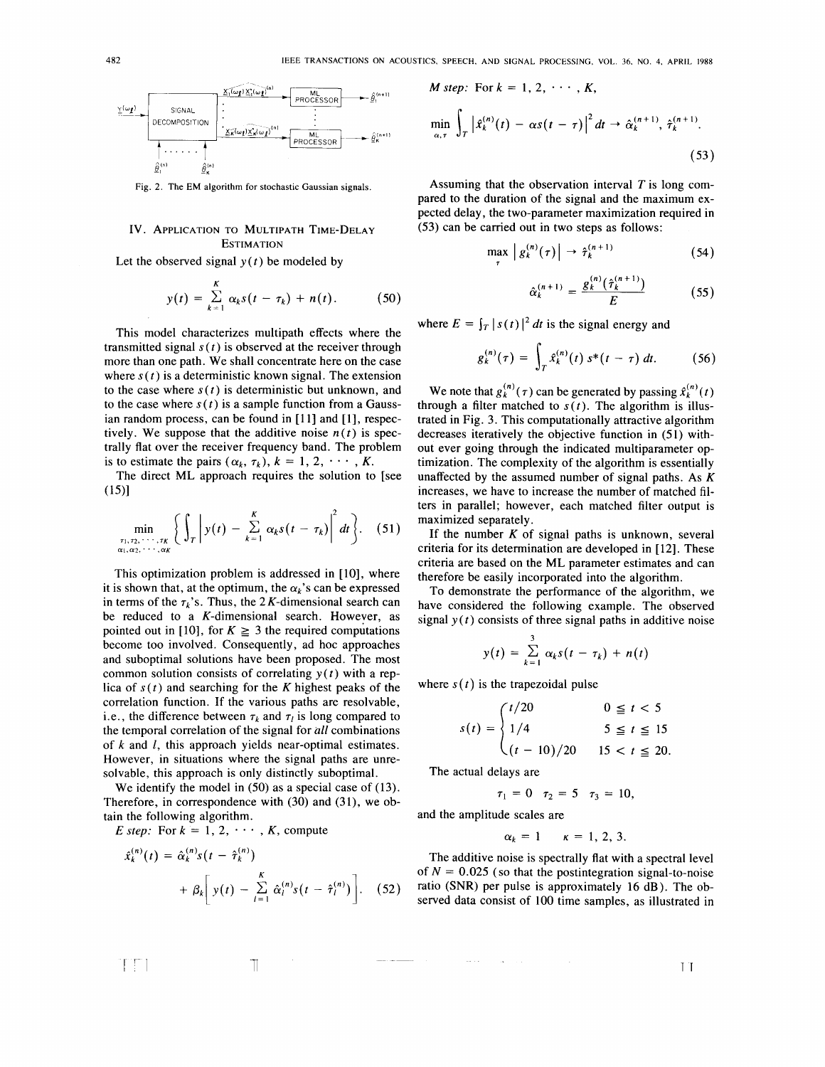Fig. 2. The EM algorithm for stochastic Gaussian signals.

## IV. Application to Multipath Time-Delay Estimation

Let the observed signal $y(t)$ be modeled by

$$y(t) = \sum_{k=1}^{K} \alpha_k s(t - \tau_k) + n(t). \quad (50)$$

This model characterizes multipath effects where the transmitted signal $s(t)$ is observed at the receiver through more than one path. We shall concentrate here on the case where $s(t)$ is a deterministic known signal. The extension to the case where $s(t)$ is deterministic but unknown, and to the case where $s(t)$ is a sample function from a Gaussian random process, can be found in [11] and [1], respectively. We suppose that the additive noise $n(t)$ is spectrally flat over the receiver frequency band. The problem is to estimate the pairs $(\alpha_k, \tau_k)$, $k = 1, 2, \cdots, K$.

The direct ML approach requires the solution to [see (15)]

$$\min_{\substack{\tau_1, \tau_2, \cdots, \tau_K \\ \alpha_1, \alpha_2, \cdots, \alpha_K}} \left\{ \int_T \left| y(t) - \sum_{k=1}^{K} \alpha_k s(t - \tau_k) \right|^2 dt \right\}. \quad (51)$$

This optimization problem is addressed in [10], where it is shown that, at the optimum, the $\alpha_k$'s can be expressed in terms of the $\tau_k$'s. Thus, the $2K$-dimensional search can be reduced to a $K$-dimensional search. However, as pointed out in [10], for $K \geq 3$ the required computations become too involved. Consequently, ad hoc approaches and suboptimal solutions have been proposed. The most common solution consists of correlating $y(t)$ with a replica of $s(t)$ and searching for the $K$ highest peaks of the correlation function. If the various paths are resolvable, i.e., the difference between $\tau_k$ and $\tau_l$ is long compared to the temporal correlation of the signal for *all* combinations of $k$ and $l$, this approach yields near-optimal estimates. However, in situations where the signal paths are unresolvable, this approach is only distinctly suboptimal.

We identify the model in (50) as a special case of (13). Therefore, in correspondence with (30) and (31), we obtain the following algorithm.

*E step:* For $k = 1, 2, \cdots, K$, compute

$$\hat{x}_k^{(n)}(t) = \hat{\alpha}_k^{(n)} s(t - \hat{\tau}_k^{(n)}) + \beta_k \left[ y(t) - \sum_{l=1}^{K} \hat{\alpha}_l^{(n)} s(t - \hat{\tau}_l^{(n)}) \right]. \quad (52)$$

*M step:* For $k = 1, 2, \cdots, K$,

$$\min_{\alpha, \tau} \int_T \left| \hat{x}_k^{(n)}(t) - \alpha s(t - \tau) \right|^2 dt \rightarrow \hat{\alpha}_k^{(n+1)}, \hat{\tau}_k^{(n+1)}. \quad (53)$$

Assuming that the observation interval $T$ is long compared to the duration of the signal and the maximum expected delay, the two-parameter maximization required in (53) can be carried out in two steps as follows:

$$\max_{\tau} \left| g_k^{(n)}(\tau) \right| \rightarrow \hat{\tau}_k^{(n+1)} \quad (54)$$

$$\hat{\alpha}_k^{(n+1)} = \frac{g_k^{(n)}(\hat{\tau}_k^{(n+1)})}{E} \quad (55)$$

where $E = \int_T |s(t)|^2 dt$ is the signal energy and

$$g_k^{(n)}(\tau) = \int_T \hat{x}_k^{(n)}(t) s^*(t - \tau) dt. \quad (56)$$

We note that $g_k^{(n)}(\tau)$ can be generated by passing $\hat{x}_k^{(n)}(t)$ through a filter matched to $s(t)$. The algorithm is illustrated in Fig. 3. This computationally attractive algorithm decreases iteratively the objective function in (51) without ever going through the indicated multiparameter optimization. The complexity of the algorithm is essentially unaffected by the assumed number of signal paths. As $K$ increases, we have to increase the number of matched filters in parallel; however, each matched filter output is maximized separately.

If the number $K$ of signal paths is unknown, several criteria for its determination are developed in [12]. These criteria are based on the ML parameter estimates and can therefore be easily incorporated into the algorithm.

To demonstrate the performance of the algorithm, we have considered the following example. The observed signal $y(t)$ consists of three signal paths in additive noise

$$y(t) = \sum_{k=1}^{3} \alpha_k s(t - \tau_k) + n(t)$$

where $s(t)$ is the trapezoidal pulse

$$s(t) = \begin{cases} t/20 & 0 \leq t < 5 \\ 1/4 & 5 \leq t \leq 15 \\ (t - 10)/20 & 15 < t \leq 20. \end{cases}$$

The actual delays are

$$\tau_1 = 0 \quad \tau_2 = 5 \quad \tau_3 = 10,$$

and the amplitude scales are

$$\alpha_k = 1 \quad \kappa = 1, 2, 3.$$

The additive noise is spectrally flat with a spectral level of $N = 0.025$ (so that the postintegration signal-to-noise ratio (SNR) per pulse is approximately 16 dB). The observed data consist of 100 time samples, as illustrated in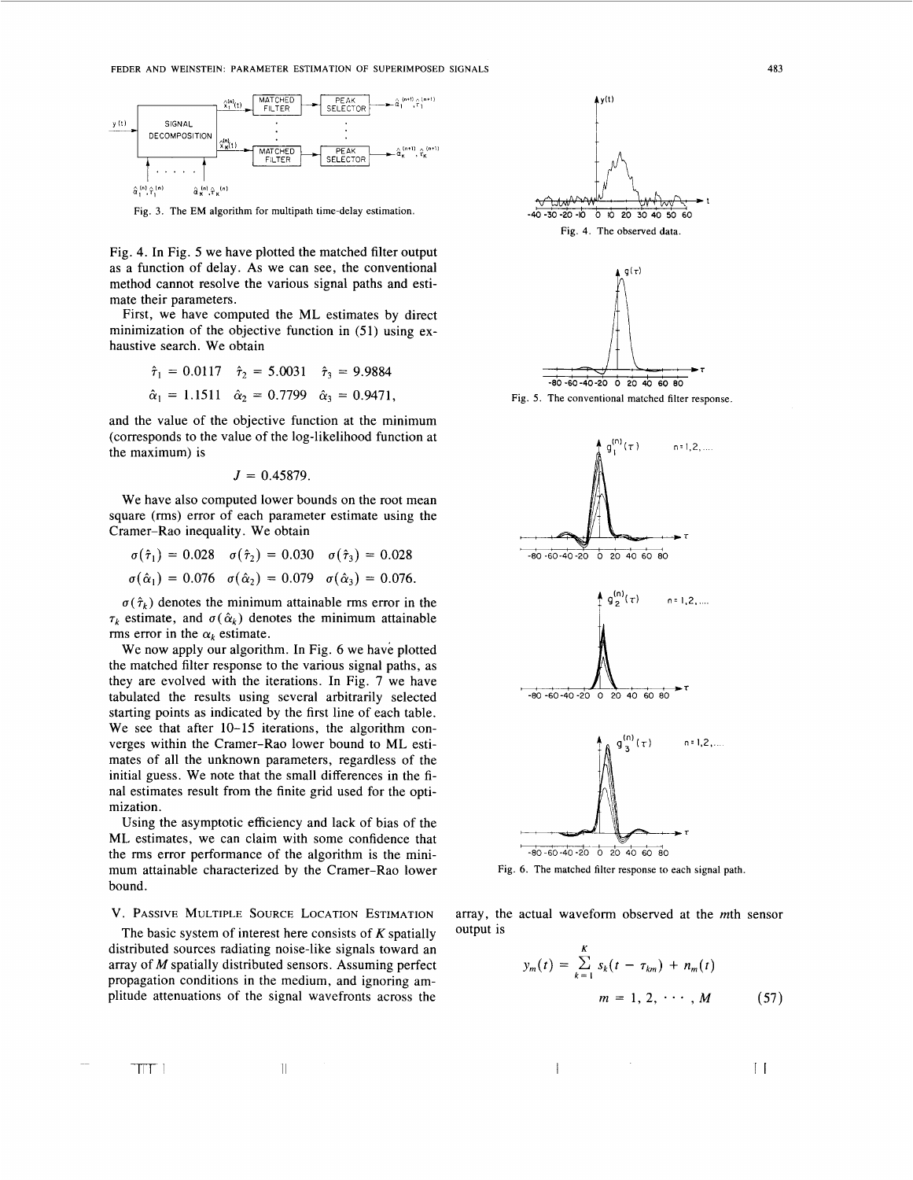Fig. 3. The EM algorithm for multipath time-delay estimation.

Fig. 4. The observed data.

Fig. 4. In Fig. 5 we have plotted the matched filter output as a function of delay. As we can see, the conventional method cannot resolve the various signal paths and estimate their parameters.

First, we have computed the ML estimates by direct minimization of the objective function in (51) using exhaustive search. We obtain

$$\hat{\tau}_1 = 0.0117 \quad \hat{\tau}_2 = 5.0031 \quad \hat{\tau}_3 = 9.9884$$

$$\hat{\alpha}_1 = 1.1511 \quad \hat{\alpha}_2 = 0.7799 \quad \hat{\alpha}_3 = 0.9471,$$

and the value of the objective function at the minimum (corresponds to the value of the log-likelihood function at the maximum) is

$$J = 0.45879.$$

We have also computed lower bounds on the root mean square (rms) error of each parameter estimate using the Cramer–Rao inequality. We obtain

$$\sigma(\hat{\tau}_1) = 0.028 \quad \sigma(\hat{\tau}_2) = 0.030 \quad \sigma(\hat{\tau}_3) = 0.028$$

$$\sigma(\hat{\alpha}_1) = 0.076 \quad \sigma(\hat{\alpha}_2) = 0.079 \quad \sigma(\hat{\alpha}_3) = 0.076.$$

$\sigma(\hat{\tau}_k)$ denotes the minimum attainable rms error in the $\tau_k$ estimate, and $\sigma(\hat{\alpha}_k)$ denotes the minimum attainable rms error in the $\alpha_k$ estimate.

We now apply our algorithm. In Fig. 6 we have plotted the matched filter response to the various signal paths, as they are evolved with the iterations. In Fig. 7 we have tabulated the results using several arbitrarily selected starting points as indicated by the first line of each table. We see that after 10–15 iterations, the algorithm converges within the Cramer–Rao lower bound to ML estimates of all the unknown parameters, regardless of the initial guess. We note that the small differences in the final estimates result from the finite grid used for the optimization.

Using the asymptotic efficiency and lack of bias of the ML estimates, we can claim with some confidence that the rms error performance of the algorithm is the minimum attainable characterized by the Cramer–Rao lower bound.

Fig. 5. The conventional matched filter response.

Fig. 6. The matched filter response to each signal path.

## V. Passive Multiple Source Location Estimation

The basic system of interest here consists of $K$ spatially distributed sources radiating noise-like signals toward an array of $M$ spatially distributed sensors. Assuming perfect propagation conditions in the medium, and ignoring amplitude attenuations of the signal wavefronts across the array, the actual waveform observed at the $m$th sensor output is

$$y_m(t) = \sum_{k=1}^{K} s_k(t - \tau_{km}) + n_m(t)$$

$$m = 1, 2, \cdots, M \tag{57}$$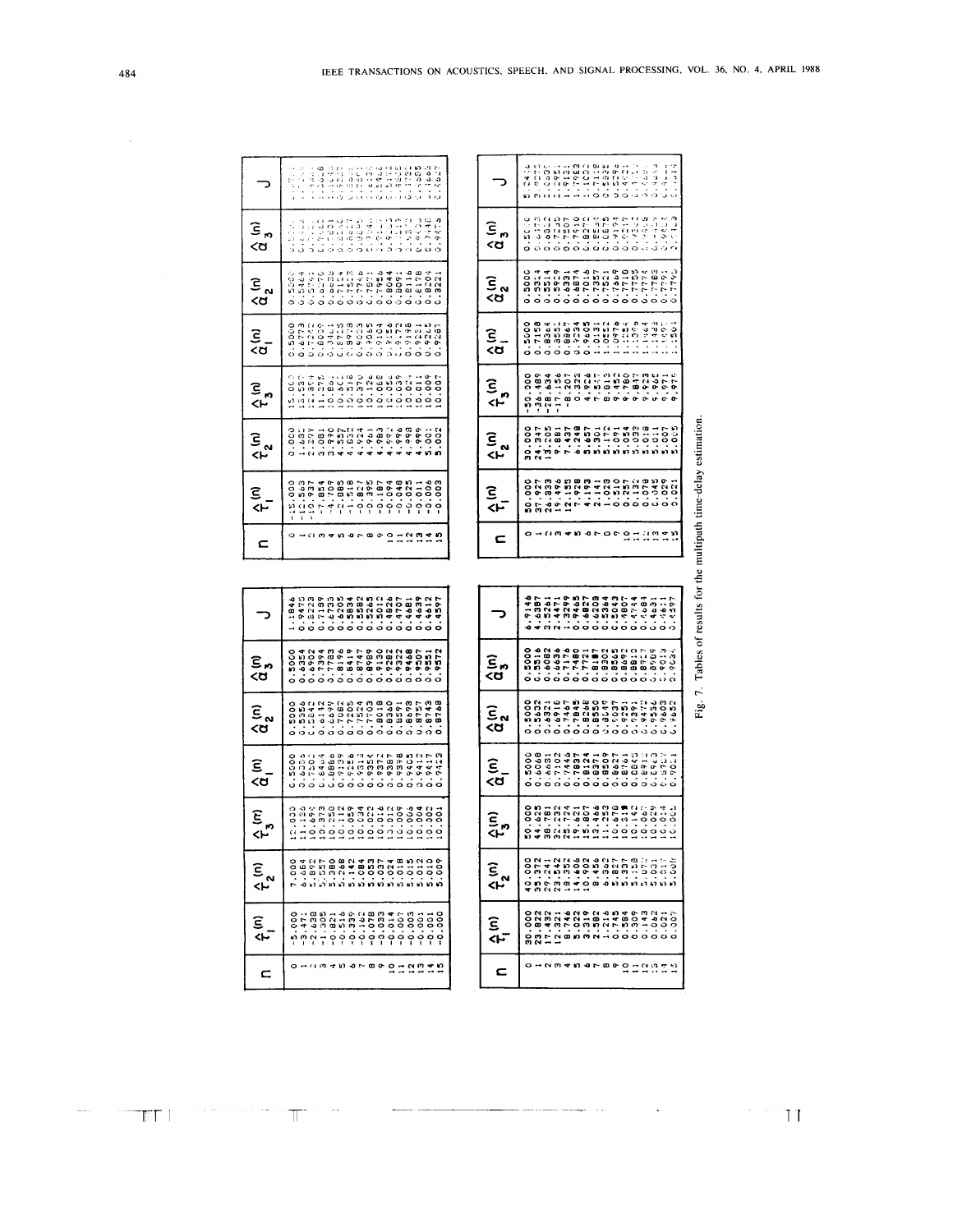| $n$ | $\hat{\tau}_1^{(n)}$ | $\hat{\tau}_2^{(n)}$ | $\hat{\tau}_3^{(n)}$ | $\hat{\alpha}_1^{(n)}$ | $\hat{\alpha}_2^{(n)}$ | $\hat{\alpha}_3^{(n)}$ | $J$ |
|---|---|---|---|---|---|---|---|
| 0 | -5.000 | 7.000 | 12.000 | 0.5000 | 0.5000 | 0.5000 | 1.1846 |
| 1 | -3.471 | 6.664 | 11.136 | 0.6355 | 0.5356 | 0.6354 | 0.9475 |
| 2 | -2.638 | 5.892 | 10.696 | 0.7101 | 0.5842 | 0.6823 | 0.8223 |
| 3 | -1.308 | 5.557 | 10.373 | 0.8464 | 0.6142 | 0.7394 | 0.7199 |
| 4 | -0.821 | 5.380 | 10.258 | 0.8866 | 0.6699 | 0.7783 | 0.6733 |
| 5 | -0.516 | 5.268 | 10.112 | 0.9139 | 0.7062 | 0.8196 | 0.6205 |
| 6 | -0.339 | 5.142 | 10.059 | 0.9256 | 0.7205 | 0.8419 | 0.5834 |
| 7 | -0.162 | 5.084 | 10.034 | 0.9318 | 0.7524 | 0.8747 | 0.5582 |
| 8 | -0.078 | 5.053 | 10.022 | 0.9354 | 0.7703 | 0.8989 | 0.5265 |
| 9 | -0.033 | 5.037 | 10.016 | 0.9372 | 0.8018 | 0.9130 | 0.5012 |
| 10 | -0.014 | 5.024 | 10.012 | 0.9387 | 0.8340 | 0.9282 | 0.4926 |
| 11 | -0.007 | 5.018 | 10.009 | 0.9398 | 0.8591 | 0.9322 | 0.4707 |
| 12 | -0.003 | 5.015 | 10.006 | 0.9405 | 0.8698 | 0.9468 | 0.4681 |
| 13 | -0.001 | 5.012 | 10.004 | 0.9412 | 0.8757 | 0.9507 | 0.4639 |
| 14 | -0.001 | 5.010 | 10.002 | 0.9417 | 0.8743 | 0.9551 | 0.4612 |
| 15 | -0.000 | 5.009 | 10.001 | 0.9423 | 0.8768 | 0.9572 | 0.4597 |

| $n$ | $\hat{\tau}_1^{(n)}$ | $\hat{\tau}_2^{(n)}$ | $\hat{\tau}_3^{(n)}$ | $\hat{\alpha}_1^{(n)}$ | $\hat{\alpha}_2^{(n)}$ | $\hat{\alpha}_3^{(n)}$ | $J$ |
|---|---|---|---|---|---|---|---|
| 0 | -15.000 | 0.000 | 15.000 | 0.5000 | 0.5000 | 0.5000 | 1.7051 |
| 1 | -12.563 | 1.681 | 13.587 | 0.6773 | 0.5464 | 0.6352 | 1.4350 |
| 2 | -10.937 | 2.297 | 12.354 | 0.7242 | 0.5741 | 0.7041 | 1.1868 |
| 3 | -7.854 | 3.081 | 11.375 | 0.8039 | 0.6270 | 0.7462 | 1.0652 |
| 4 | -4.709 | 3.990 | 10.861 | 0.8461 | 0.6608 | 0.7801 | 0.9533 |
| 5 | -2.885 | 4.557 | 10.501 | 0.8725 | 0.7154 | 0.8250 | 0.8551 |
| 6 | -1.518 | 4.832 | 10.318 | 0.8979 | 0.7513 | 0.8627 | 0.7756 |
| 7 | -0.827 | 4.924 | 10.170 | 0.9033 | 0.7746 | 0.8858 | 0.6732 |
| 8 | -0.395 | 4.961 | 10.126 | 0.9065 | 0.7871 | 0.9024 | 0.6442 |
| 9 | -0.187 | 4.983 | 10.068 | 0.9104 | 0.7926 | 0.9123 | 0.5966 |
| 10 | -0.094 | 4.992 | 10.054 | 0.9156 | 0.8044 | 0.9219 | 0.5428 |
| 11 | -0.048 | 4.996 | 10.039 | 0.9172 | 0.8091 | 0.9279 | 0.5365 |
| 12 | -0.025 | 4.998 | 10.024 | 0.9198 | 0.8116 | 0.9319 | 0.5127 |
| 13 | -0.011 | 4.999 | 10.011 | 0.9231 | 0.8178 | 0.9370 | 0.5105 |
| 14 | -0.006 | 5.001 | 10.009 | 0.9245 | 0.8204 | 0.9440 | 0.4669 |
| 15 | -0.003 | 5.002 | 10.007 | 0.9267 | 0.8221 | 0.9478 | 0.4627 |

| $n$ | $\hat{\tau}_1^{(n)}$ | $\hat{\tau}_2^{(n)}$ | $\hat{\tau}_3^{(n)}$ | $\hat{\alpha}_1^{(n)}$ | $\hat{\alpha}_2^{(n)}$ | $\hat{\alpha}_3^{(n)}$ | $J$ |
|---|---|---|---|---|---|---|---|
| 0 | 30.000 | 40.000 | 50.000 | 0.5000 | 0.5000 | 0.5000 | 6.9146 |
| 1 | 23.822 | 35.372 | 44.625 | 0.6048 | 0.5632 | 0.5516 | 4.6387 |
| 2 | 17.432 | 29.241 | 38.781 | 0.6631 | 0.6321 | 0.6082 | 3.5261 |
| 3 | 12.321 | 23.542 | 31.232 | 0.7102 | 0.6916 | 0.6636 | 2.4471 |
| 4 | 8.746 | 19.352 | 25.724 | 0.7446 | 0.7467 | 0.7176 | 1.3299 |
| 5 | 5.022 | 14.606 | 19.621 | 0.7837 | 0.7845 | 0.7480 | 0.9465 |
| 6 | 3.319 | 10.917 | 15.807 | 0.8124 | 0.8268 | 0.7721 | 0.7028 |
| 7 | 2.582 | 8.456 | 13.466 | 0.8371 | 0.8550 | 0.8107 | 0.6208 |
| 8 | 1.216 | 6.362 | 11.253 | 0.8509 | 0.8849 | 0.8302 | 0.5364 |
| 9 | 0.745 | 5.827 | 10.670 | 0.8627 | 0.9037 | 0.8565 | 0.5043 |
| 10 | 0.584 | 5.337 | 10.318 | 0.8761 | 0.9251 | 0.8692 | 0.4807 |
| 11 | 0.309 | 5.158 | 10.142 | 0.8840 | 0.9391 | 0.8810 | 0.4744 |
| 12 | 0.143 | 5.072 | 10.067 | 0.8912 | 0.9472 | 0.8937 | 0.4681 |
| 13 | 0.042 | 5.031 | 10.029 | 0.8965 | 0.9536 | 0.8969 | 0.4631 |
| 14 | 0.021 | 5.017 | 10.014 | 0.8987 | 0.9603 | 0.9013 | 0.4611 |
| 15 | 0.007 | 5.008 | 10.005 | 0.9011 | 0.9652 | 0.9034 | 0.4597 |

| $n$ | $\hat{\tau}_1^{(n)}$ | $\hat{\tau}_2^{(n)}$ | $\hat{\tau}_3^{(n)}$ | $\hat{\alpha}_1^{(n)}$ | $\hat{\alpha}_2^{(n)}$ | $\hat{\alpha}_3^{(n)}$ | $J$ |
|---|---|---|---|---|---|---|---|
| 0 | 50.000 | 30.000 | -50.000 | 0.5000 | 0.5000 | 0.5000 | 5.2416 |
| 1 | 37.927 | 24.347 | -36.489 | 0.7158 | 0.5324 | 0.6173 | 3.8273 |
| 2 | 26.833 | 13.205 | -28.634 | 0.8364 | 0.5514 | 0.6812 | 3.0596 |
| 3 | 19.496 | 9.881 | -17.156 | 0.8551 | 0.5929 | 0.7235 | 2.2951 |
| 4 | 12.155 | 7.437 | -8.207 | 0.8867 | 0.6331 | 0.7507 | 1.9121 |
| 5 | 7.928 | 6.248 | 0.323 | 0.9234 | 0.6874 | 0.7710 | 1.7763 |
| 6 | 4.193 | 5.657 | 4.726 | 0.9605 | 0.7016 | 0.8272 | 1.1052 |
| 7 | 2.141 | 5.301 | 7.567 | 1.0031 | 0.7357 | 0.8531 | 0.7119 |
| 8 | 1.028 | 5.172 | 8.813 | 1.0552 | 0.7521 | 0.8675 | 0.5938 |
| 9 | 0.510 | 5.091 | 9.452 | 1.0976 | 0.7669 | 0.9171 | 0.5294 |
| 10 | 0.257 | 5.054 | 9.780 | 1.1254 | 0.7710 | 0.9217 | 0.4821 |
| 11 | 0.132 | 5.032 | 9.887 | 1.1369 | 0.7755 | 0.9352 | 0.4711 |
| 12 | 0.078 | 5.018 | 9.923 | 1.1424 | 0.7774 | 0.9369 | 0.4658 |
| 13 | 0.045 | 5.011 | 9.965 | 1.1485 | 0.7783 | 0.9423 | 0.4609 |
| 14 | 0.029 | 5.007 | 9.971 | 1.1497 | 0.7791 | 0.9453 | 0.4594 |
| 15 | 0.021 | 5.005 | 9.976 | 1.1504 | 0.7795 | 0.9463 | 0.4519 |

Fig. 7. Tables of results for the multipath time-delay estimation.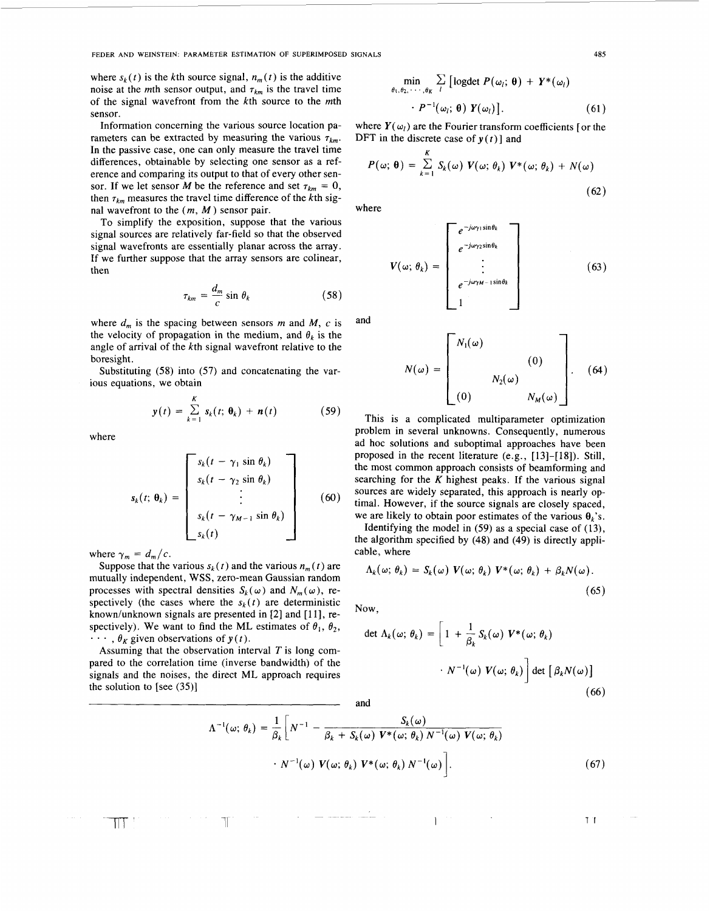where $s_k(t)$ is the $k$th source signal, $n_m(t)$ is the additive noise at the $m$th sensor output, and $\tau_{km}$ is the travel time of the signal wavefront from the $k$th source to the $m$th sensor.

Information concerning the various source location parameters can be extracted by measuring the various $\tau_{km}$. In the passive case, one can only measure the travel time differences, obtainable by selecting one sensor as a reference and comparing its output to that of every other sensor. If we let sensor $M$ be the reference and set $\tau_{kM} = 0$, then $\tau_{km}$ measures the travel time difference of the $k$th signal wavefront to the $(m, M)$ sensor pair.

To simplify the exposition, suppose that the various signal sources are relatively far-field so that the observed signal wavefronts are essentially planar across the array. If we further suppose that the array sensors are colinear, then

$$\tau_{km} = \frac{d_m}{c} \sin \theta_k \tag{58}$$

where $d_m$ is the spacing between sensors $m$ and $M$, $c$ is the velocity of propagation in the medium, and $\theta_k$ is the angle of arrival of the $k$th signal wavefront relative to the boresight.

Substituting (58) into (57) and concatenating the various equations, we obtain

$$y(t) = \sum_{k=1}^{K} s_k(t; \theta_k) + n(t) \tag{59}$$

where

$$s_k(t; \theta_k) = \begin{bmatrix} s_k(t - \gamma_1 \sin \theta_k) \\ s_k(t - \gamma_2 \sin \theta_k) \\ \vdots \\ s_k(t - \gamma_{M-1} \sin \theta_k) \\ s_k(t) \end{bmatrix} \tag{60}$$

where $\gamma_m = d_m / c$.

Suppose that the various $s_k(t)$ and the various $n_m(t)$ are mutually independent, WSS, zero-mean Gaussian random processes with spectral densities $S_k(\omega)$ and $N_m(\omega)$, respectively (the cases where the $s_k(t)$ are deterministic known/unknown signals are presented in [2] and [11], respectively). We want to find the ML estimates of $\theta_1, \theta_2, \cdots, \theta_K$ given observations of $y(t)$.

Assuming that the observation interval $T$ is long compared to the correlation time (inverse bandwidth) of the signals and the noises, the direct ML approach requires the solution to [see (35)]

$$\min_{\theta_1, \theta_2, \cdots, \theta_K} \sum_l \left[ \text{logdet } P(\omega_l; \theta) + Y^*(\omega_l) \cdot P^{-1}(\omega_l; \theta) \, Y(\omega_l) \right]. \tag{61}$$

where $Y(\omega_l)$ are the Fourier transform coefficients [or the DFT in the discrete case of $y(t)$] and

$$P(\omega; \theta) = \sum_{k=1}^{K} S_k(\omega) \, V(\omega; \theta_k) \, V^*(\omega; \theta_k) + N(\omega) \tag{62}$$

where

$$V(\omega; \theta_k) = \begin{bmatrix} e^{-j\omega\gamma_1 \sin\theta_k} \\ e^{-j\omega\gamma_2 \sin\theta_k} \\ \vdots \\ e^{-j\omega\gamma_{M-1} \sin\theta_k} \\ 1 \end{bmatrix} \tag{63}$$

and

$$N(\omega) = \begin{bmatrix} N_1(\omega) & & (0) \\ & N_2(\omega) & \\ (0) & & N_M(\omega) \end{bmatrix}. \tag{64}$$

This is a complicated multiparameter optimization problem in several unknowns. Consequently, numerous ad hoc solutions and suboptimal approaches have been proposed in the recent literature (e.g., [13]–[18]). Still, the most common approach consists of beamforming and searching for the $K$ highest peaks. If the various signal sources are widely separated, this approach is nearly optimal. However, if the source signals are closely spaced, we are likely to obtain poor estimates of the various $\theta_k$'s.

Identifying the model in (59) as a special case of (13), the algorithm specified by (48) and (49) is directly applicable, where

$$\Lambda_k(\omega; \theta_k) = S_k(\omega) \, V(\omega; \theta_k) \, V^*(\omega; \theta_k) + \beta_k N(\omega). \tag{65}$$

Now,

$$\det \Lambda_k(\omega; \theta_k) = \left[ 1 + \frac{1}{\beta_k} S_k(\omega) \, V^*(\omega; \theta_k) \cdot N^{-1}(\omega) \, V(\omega; \theta_k) \right] \det \left[ \beta_k N(\omega) \right] \tag{66}$$

and

$$\Lambda^{-1}(\omega; \theta_k) = \frac{1}{\beta_k} \left[ N^{-1} - \frac{S_k(\omega)}{\beta_k + S_k(\omega) \, V^*(\omega; \theta_k) \, N^{-1}(\omega) \, V(\omega; \theta_k)} \cdot N^{-1}(\omega) \, V(\omega; \theta_k) \, V^*(\omega; \theta_k) \, N^{-1}(\omega) \right]. \tag{67}$$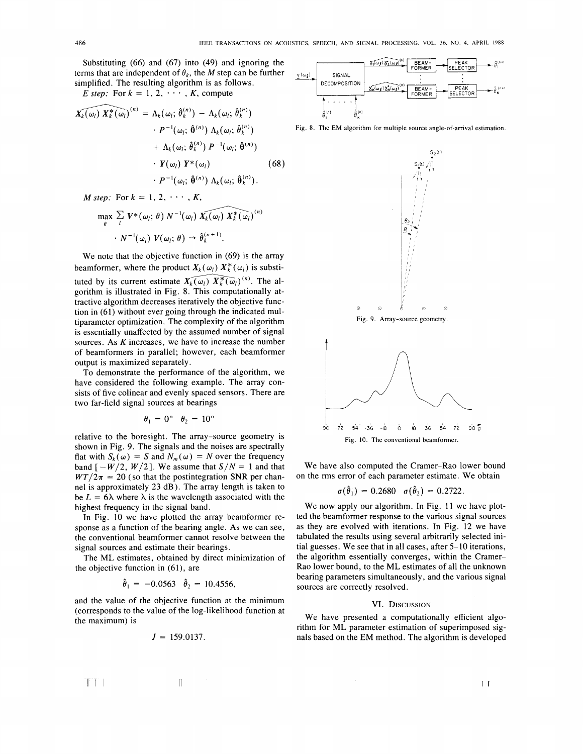Substituting (66) and (67) into (49) and ignoring the terms that are independent of $\theta_k$, the $M$ step can be further simplified. The resulting algorithm is as follows.

*E step:* For $k = 1, 2, \cdots, K$, compute

$$\widehat{X_k(\omega_l) X_k^*(\omega_l)}^{(n)} = \Lambda_k(\omega_l; \hat{\theta}_k^{(n)}) - \Lambda_k(\omega_l; \hat{\theta}_k^{(n)}) \cdot P^{-1}(\omega_l; \hat{\boldsymbol{\theta}}^{(n)}) \Lambda_k(\omega_l; \hat{\theta}_k^{(n)}) + \Lambda_k(\omega_l; \hat{\theta}_k^{(n)}) P^{-1}(\omega_l; \hat{\boldsymbol{\theta}}^{(n)}) \cdot Y(\omega_l) Y^*(\omega_l) \cdot P^{-1}(\omega_l; \hat{\boldsymbol{\theta}}^{(n)}) \Lambda_k(\omega_l; \hat{\theta}_k^{(n)}). \tag{68}$$

*M step:* For $k = 1, 2, \cdots, K$,

$$\max_{\theta} \sum_l V^*(\omega_l; \theta) N^{-1}(\omega_l) \widehat{X_k(\omega_l) X_k^*(\omega_l)}^{(n)} \cdot N^{-1}(\omega_l) V(\omega_l; \theta) \rightarrow \hat{\theta}_k^{(n+1)}.$$

We note that the objective function in (69) is the array beamformer, where the product $X_k(\omega_l) X_k^*(\omega_l)$ is substituted by its current estimate $\widehat{X_k(\omega_l) X_k^*(\omega_l)}^{(n)}$. The algorithm is illustrated in Fig. 8. This computationally attractive algorithm decreases iteratively the objective function in (61) without ever going through the indicated multiparameter optimization. The complexity of the algorithm is essentially unaffected by the assumed number of signal sources. As $K$ increases, we have to increase the number of beamformers in parallel; however, each beamformer output is maximized separately.

To demonstrate the performance of the algorithm, we have considered the following example. The array consists of five colinear and evenly spaced sensors. There are two far-field signal sources at bearings

$$\theta_1 = 0° \quad \theta_2 = 10°$$

relative to the boresight. The array-source geometry is shown in Fig. 9. The signals and the noises are spectrally flat with $S_k(\omega) = S$ and $N_m(\omega) = N$ over the frequency band $[-W/2, W/2]$. We assume that $S/N = 1$ and that $WT/2\pi = 20$ (so that the postintegration SNR per channel is approximately 23 dB). The array length is taken to be $L = 6\lambda$ where $\lambda$ is the wavelength associated with the highest frequency in the signal band.

In Fig. 10 we have plotted the array beamformer response as a function of the bearing angle. As we can see, the conventional beamformer cannot resolve between the signal sources and estimate their bearings.

The ML estimates, obtained by direct minimization of the objective function in (61), are

$$\hat{\theta}_1 = -0.0563 \quad \hat{\theta}_2 = 10.4556,$$

and the value of the objective function at the minimum (corresponds to the value of the log-likelihood function at the maximum) is

$$J = 159.0137.$$

Fig. 8. The EM algorithm for multiple source angle-of-arrival estimation.

Fig. 9. Array-source geometry.

Fig. 10. The conventional beamformer.

We have also computed the Cramer–Rao lower bound on the rms error of each parameter estimate. We obtain

$$\sigma(\hat{\theta}_1) = 0.2680 \quad \sigma(\hat{\theta}_2) = 0.2722.$$

We now apply our algorithm. In Fig. 11 we have plotted the beamformer response to the various signal sources as they are evolved with iterations. In Fig. 12 we have tabulated the results using several arbitrarily selected initial guesses. We see that in all cases, after 5–10 iterations, the algorithm essentially converges, within the Cramer–Rao lower bound, to the ML estimates of all the unknown bearing parameters simultaneously, and the various signal sources are correctly resolved.

## VI. Discussion

We have presented a computationally efficient algorithm for ML parameter estimation of superimposed signals based on the EM method. The algorithm is developed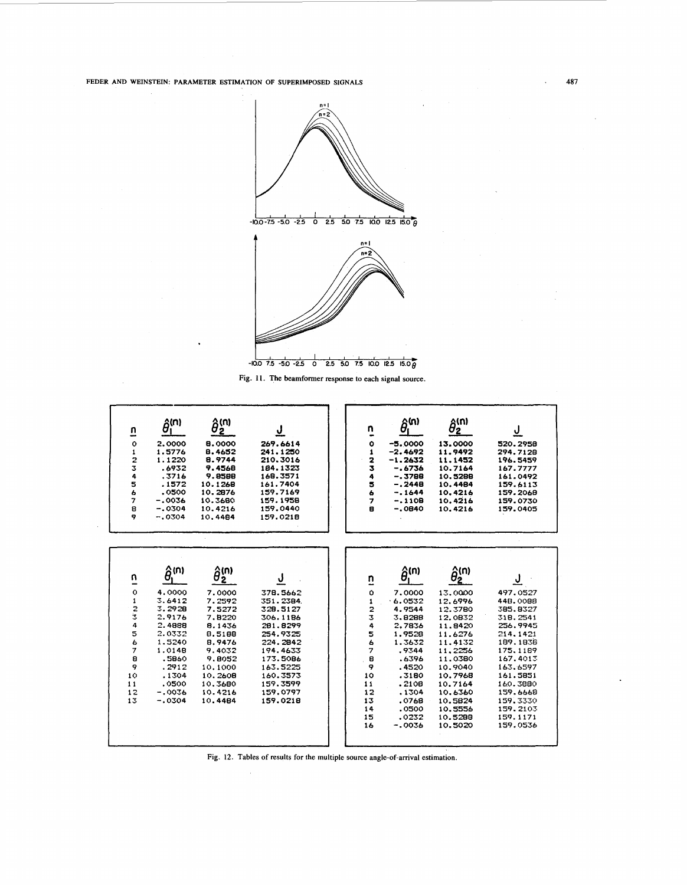Fig. 11. The beamformer response to each signal source.

| $n$ | $\hat{\theta}_1^{(n)}$ | $\hat{\theta}_2^{(n)}$ | $J$ |
|---|---|---|---|
| 0 | 2.0000 | 8.0000 | 269.6614 |
| 1 | 1.5776 | 8.4652 | 241.1250 |
| 2 | 1.1220 | 8.9744 | 210.3016 |
| 3 | .6932 | 9.4568 | 184.1323 |
| 4 | .3716 | 9.8588 | 168.3571 |
| 5 | .1572 | 10.1268 | 161.7404 |
| 6 | .0500 | 10.2876 | 159.7169 |
| 7 | −.0036 | 10.3680 | 159.1958 |
| 8 | −.0304 | 10.4216 | 159.0440 |
| 9 | −.0304 | 10.4484 | 159.0218 |

| $n$ | $\hat{\theta}_1^{(n)}$ | $\hat{\theta}_2^{(n)}$ | $J$ |
|---|---|---|---|
| 0 | −5.0000 | 13.0000 | 520.2958 |
| 1 | −2.4692 | 11.9492 | 294.7128 |
| 2 | −1.2632 | 11.1452 | 196.5459 |
| 3 | −.6736 | 10.7164 | 167.7777 |
| 4 | −.3788 | 10.5288 | 161.0492 |
| 5 | −.2448 | 10.4484 | 159.6113 |
| 6 | −.1644 | 10.4216 | 159.2068 |
| 7 | −.1108 | 10.4216 | 159.0730 |
| 8 | −.0840 | 10.4216 | 159.0405 |

| $n$ | $\hat{\theta}_1^{(n)}$ | $\hat{\theta}_2^{(n)}$ | $J$ |
|---|---|---|---|
| 0 | 4.0000 | 7.0000 | 378.5662 |
| 1 | 3.6412 | 7.2592 | 351.2384 |
| 2 | 3.2928 | 7.5272 | 328.5127 |
| 3 | 2.9176 | 7.8220 | 306.1186 |
| 4 | 2.4888 | 8.1436 | 281.8299 |
| 5 | 2.0332 | 8.5188 | 254.9325 |
| 6 | 1.5240 | 8.9476 | 224.2842 |
| 7 | 1.0148 | 9.4032 | 194.4633 |
| 8 | .5860 | 9.8052 | 173.5086 |
| 9 | .2912 | 10.1000 | 163.5225 |
| 10 | .1304 | 10.2608 | 160.3573 |
| 11 | .0500 | 10.3680 | 159.3599 |
| 12 | −.0036 | 10.4216 | 159.0797 |
| 13 | −.0304 | 10.4484 | 159.0218 |

| $n$ | $\hat{\theta}_1^{(n)}$ | $\hat{\theta}_2^{(n)}$ | $J$ |
|---|---|---|---|
| 0 | 7.0000 | 13.0000 | 497.0527 |
| 1 | 6.0532 | 12.6996 | 448.0088 |
| 2 | 4.9544 | 12.3780 | 385.8327 |
| 3 | 3.8288 | 12.0832 | 318.2541 |
| 4 | 2.7836 | 11.8420 | 256.9945 |
| 5 | 1.9528 | 11.6276 | 214.1421 |
| 6 | 1.3632 | 11.4132 | 189.1838 |
| 7 | .9344 | 11.2256 | 175.1189 |
| 8 | .6396 | 11.0380 | 167.4013 |
| 9 | .4520 | 10.9040 | 163.6597 |
| 10 | .3180 | 10.7968 | 161.5851 |
| 11 | .2108 | 10.7164 | 160.3880 |
| 12 | .1304 | 10.6360 | 159.6668 |
| 13 | .0768 | 10.5824 | 159.3330 |
| 14 | .0500 | 10.5556 | 159.2103 |
| 15 | .0232 | 10.5288 | 159.1171 |
| 16 | −.0036 | 10.5020 | 159.0536 |

Fig. 12. Tables of results for the multiple source angle-of-arrival estimation.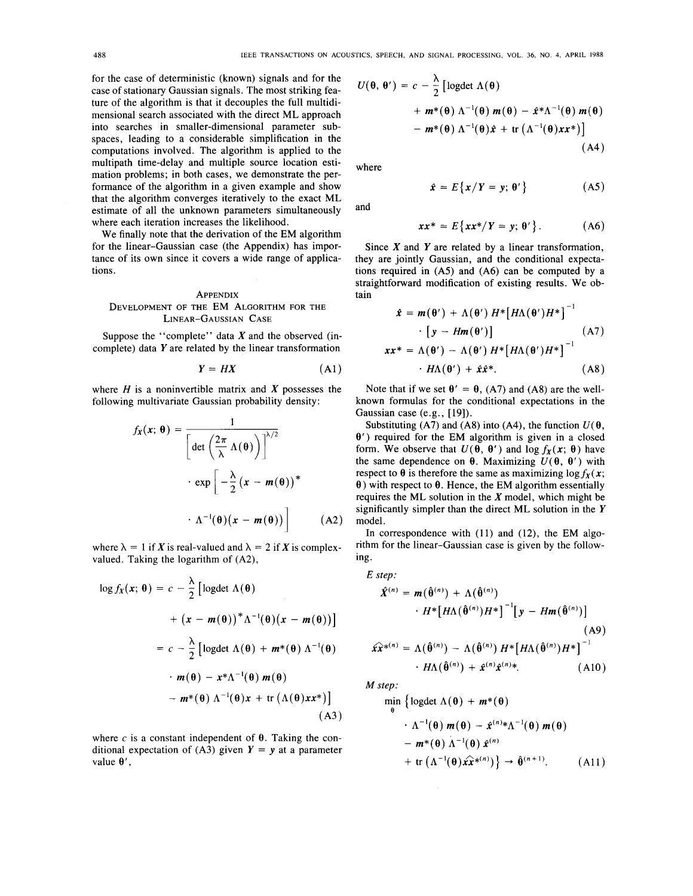for the case of deterministic (known) signals and for the case of stationary Gaussian signals. The most striking feature of the algorithm is that it decouples the full multidimensional search associated with the direct ML approach into searches in smaller-dimensional parameter subspaces, leading to a considerable simplification in the computations involved. The algorithm is applied to the multipath time-delay and multiple source location estimation problems; in both cases, we demonstrate the performance of the algorithm in a given example and show that the algorithm converges iteratively to the exact ML estimate of all the unknown parameters simultaneously where each iteration increases the likelihood.

We finally note that the derivation of the EM algorithm for the linear-Gaussian case (the Appendix) has importance of its own since it covers a wide range of applications.

## Appendix

### Development of the EM Algorithm for the Linear-Gaussian Case

Suppose the "complete" data $X$ and the observed (incomplete) data $Y$ are related by the linear transformation

$$Y = HX \tag{A1}$$

where $H$ is a noninvertible matrix and $X$ possesses the following multivariate Gaussian probability density:

$$f_X(x; \theta) = \frac{1}{\left[\det\left(\frac{2\pi}{\lambda}\Lambda(\theta)\right)\right]^{\lambda/2}} \cdot \exp\left[-\frac{\lambda}{2}(x - m(\theta))^* \cdot \Lambda^{-1}(\theta)(x - m(\theta))\right] \tag{A2}$$

where $\lambda = 1$ if $X$ is real-valued and $\lambda = 2$ if $X$ is complex-valued. Taking the logarithm of (A2),

$$\begin{aligned}\log f_X(x; \theta) &= c - \frac{\lambda}{2}\left[\text{logdet}\,\Lambda(\theta) + (x - m(\theta))^*\Lambda^{-1}(\theta)(x - m(\theta))\right] \\ &= c - \frac{\lambda}{2}\left[\text{logdet}\,\Lambda(\theta) + m^*(\theta)\,\Lambda^{-1}(\theta) \cdot m(\theta) - x^*\Lambda^{-1}(\theta)\,m(\theta) - m^*(\theta)\,\Lambda^{-1}(\theta)x + \text{tr}\left(\Lambda(\theta)xx^*\right)\right]\end{aligned} \tag{A3}$$

where $c$ is a constant independent of $\theta$. Taking the conditional expectation of (A3) given $Y = y$ at a parameter value $\theta'$,

$$U(\theta, \theta') = c - \frac{\lambda}{2}\left[\text{logdet}\,\Lambda(\theta) + m^*(\theta)\,\Lambda^{-1}(\theta)\,m(\theta) - \hat{x}^*\Lambda^{-1}(\theta)\,m(\theta) - m^*(\theta)\,\Lambda^{-1}(\theta)\hat{x} + \text{tr}\left(\Lambda^{-1}(\theta)\widehat{xx^*}\right)\right] \tag{A4}$$

where

$$\hat{x} = E\{x/Y = y; \theta'\} \tag{A5}$$

and

$$\widehat{xx^*} = E\{xx^*/Y = y; \theta'\}. \tag{A6}$$

Since $X$ and $Y$ are related by a linear transformation, they are jointly Gaussian, and the conditional expectations required in (A5) and (A6) can be computed by a straightforward modification of existing results. We obtain

$$\hat{x} = m(\theta') + \Lambda(\theta')\,H^*\left[H\Lambda(\theta')H^*\right]^{-1} \cdot \left[y - Hm(\theta')\right] \tag{A7}$$

$$\widehat{xx^*} = \Lambda(\theta') - \Lambda(\theta')\,H^*\left[H\Lambda(\theta')H^*\right]^{-1} \cdot H\Lambda(\theta') + \hat{x}\hat{x}^*. \tag{A8}$$

Note that if we set $\theta' = \theta$, (A7) and (A8) are the well-known formulas for the conditional expectations in the Gaussian case (e.g., [19]).

Substituting (A7) and (A8) into (A4), the function $U(\theta, \theta')$ required for the EM algorithm is given in a closed form. We observe that $U(\theta, \theta')$ and $\log f_X(x; \theta)$ have the same dependence on $\theta$. Maximizing $U(\theta, \theta')$ with respect to $\theta$ is therefore the same as maximizing $\log f_X(x; \theta)$ with respect to $\theta$. Hence, the EM algorithm essentially requires the ML solution in the $X$ model, which might be significantly simpler than the direct ML solution in the $Y$ model.

In correspondence with (11) and (12), the EM algorithm for the linear-Gaussian case is given by the following.

*E step:*

$$\hat{X}^{(n)} = m(\hat{\theta}^{(n)}) + \Lambda(\hat{\theta}^{(n)}) \cdot H^*\left[H\Lambda(\hat{\theta}^{(n)})H^*\right]^{-1}\left[y - Hm(\hat{\theta}^{(n)})\right] \tag{A9}$$

$$\widehat{xx^*}^{(n)} = \Lambda(\hat{\theta}^{(n)}) - \Lambda(\hat{\theta}^{(n)})\,H^*\left[H\Lambda(\hat{\theta}^{(n)})H^*\right]^{-1} \cdot H\Lambda(\hat{\theta}^{(n)}) + \hat{x}^{(n)}\hat{x}^{(n)*}. \tag{A10}$$

*M step:*

$$\min_{\theta}\left\{\text{logdet}\,\Lambda(\theta) + m^*(\theta) \cdot \Lambda^{-1}(\theta)\,m(\theta) - \hat{x}^{(n)*}\Lambda^{-1}(\theta)\,m(\theta) - m^*(\theta)\,\Lambda^{-1}(\theta)\,\hat{x}^{(n)} + \text{tr}\left(\Lambda^{-1}(\theta)\widehat{xx^*}^{(n)}\right)\right\} \rightarrow \hat{\theta}^{(n+1)}. \tag{A11}$$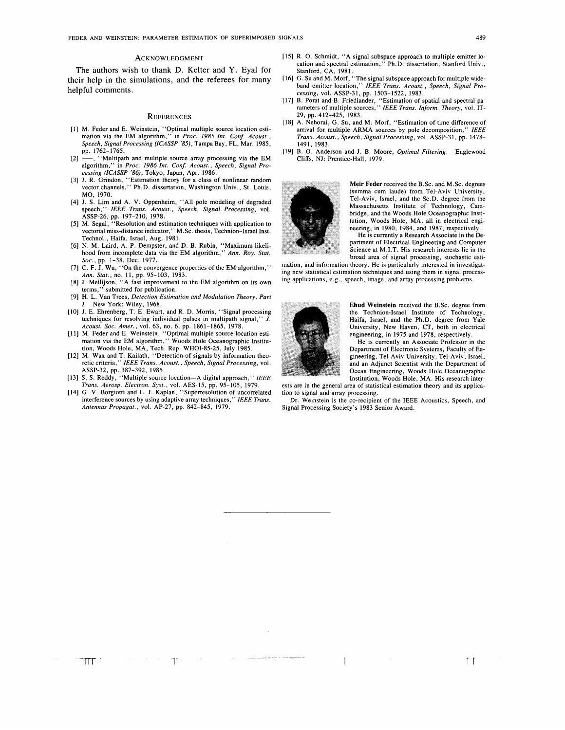## Acknowledgment

The authors wish to thank D. Kelter and Y. Eyal for their help in the simulations, and the referees for many helpful comments.

## References

[1] M. Feder and E. Weinstein, "Optimal multiple source location estimation via the EM algorithm," in *Proc. 1985 Int. Conf. Acoust., Speech, Signal Processing (ICASSP '85)*, Tampa Bay, FL, Mar. 1985, pp. 1762-1765.

[2] ——, "Multipath and multiple source array processing via the EM algorithm," in *Proc. 1986 Int. Conf. Acoust., Speech, Signal Processing (ICASSP '86)*, Tokyo, Japan, Apr. 1986.

[3] J. R. Grindon, "Estimation theory for a class of nonlinear random vector channels," Ph.D. dissertation, Washington Univ., St. Louis, MO, 1970.

[4] J. S. Lim and A. V. Oppenheim, "All pole modeling of degraded speech," *IEEE Trans. Acoust., Speech, Signal Processing*, vol. ASSP-26, pp. 197-210, 1978.

[5] M. Segal, "Resolution and estimation techniques with application to vectorial miss-distance indicator," M.Sc. thesis, Technion-Israel Inst. Technol., Haifa, Israel, Aug. 1981.

[6] N. M. Laird, A. P. Dempster, and D. B. Rubin, "Maximum likelihood from incomplete data via the EM algorithm," *Ann. Roy. Stat. Soc.*, pp. 1-38, Dec. 1977.

[7] C. F. J. Wu, "On the convergence properties of the EM algorithm," *Ann. Stat.*, no. 11, pp. 95-103, 1983.

[8] I. Meilijson, "A fast improvement to the EM algorithm on its own terms," submitted for publication.

[9] H. L. Van Trees, *Detection Estimation and Modulation Theory, Part I*. New York: Wiley, 1968.

[10] J. E. Ehrenberg, T. E. Ewart, and R. D. Morris, "Signal processing techniques for resolving individual pulses in multipath signal," *J. Acoust. Soc. Amer.*, vol. 63, no. 6, pp. 1861-1865, 1978.

[11] M. Feder and E. Weinstein, "Optimal multiple source location estimation via the EM algorithm," Woods Hole Oceanographic Institution, Woods Hole, MA, Tech. Rep. WHOI-85-25, July 1985.

[12] M. Wax and T. Kailath, "Detection of signals by information theoretic criteria," *IEEE Trans. Acoust., Speech, Signal Processing*, vol. ASSP-32, pp. 387-392, 1985.

[13] S. S. Reddy, "Multiple source location—A digital approach," *IEEE Trans. Aerosp. Electron. Syst.*, vol. AES-15, pp. 95-105, 1979.

[14] G. V. Borgiotti and L. J. Kaplan, "Superresolution of uncorrelated interference sources by using adaptive array techniques," *IEEE Trans. Antennas Propagat.*, vol. AP-27, pp. 842-845, 1979.

[15] R. O. Schmidt, "A signal subspace approach to multiple emitter location and spectral estimation," Ph.D. dissertation, Stanford Univ., Stanford, CA, 1981.

[16] G. Su and M. Morf, "The signal subspace approach for multiple wide-band emitter location," *IEEE Trans. Acoust., Speech, Signal Processing*, vol. ASSP-31, pp. 1503-1522, 1983.

[17] B. Porat and B. Friedlander, "Estimation of spatial and spectral parameters of multiple sources," *IEEE Trans. Inform. Theory*, vol. IT-29, pp. 412-425, 1983.

[18] A. Nehorai, G. Su, and M. Morf, "Estimation of time difference of arrival for multiple ARMA sources by pole decomposition," *IEEE Trans. Acoust., Speech, Signal Processing*, vol. ASSP-31, pp. 1478-1491, 1983.

[19] B. O. Anderson and J. B. Moore, *Optimal Filtering*. Englewood Cliffs, NJ: Prentice-Hall, 1979.

**Meir Feder** received the B.Sc. and M.Sc. degrees (summa cum laude) from Tel-Aviv University, Tel-Aviv, Israel, and the Sc.D. degree from the Massachusetts Institute of Technology, Cambridge, and the Woods Hole Oceanographic Institution, Woods Hole, MA, all in electrical engineering, in 1980, 1984, and 1987, respectively.

He is currently a Research Associate in the Department of Electrical Engineering and Computer Science at M.I.T. His research interests lie in the broad area of signal processing, stochastic estimation, and information theory. He is particularly interested in investigating new statistical estimation techniques and using them in signal processing applications, e.g., speech, image, and array processing problems.

**Ehud Weinstein** received the B.Sc. degree from the Technion-Israel Institute of Technology, Haifa, Israel, and the Ph.D. degree from Yale University, New Haven, CT, both in electrical engineering, in 1975 and 1978, respectively.

He is currently an Associate Professor in the Department of Electronic Systems, Faculty of Engineering, Tel-Aviv University, Tel-Aviv, Israel, and an Adjunct Scientist with the Department of Ocean Engineering, Woods Hole Oceanographic Institution, Woods Hole, MA. His research interests are in the general area of statistical estimation theory and its application to signal and array processing.

Dr. Weinstein is the co-recipient of the IEEE Acoustics, Speech, and Signal Processing Society's 1983 Senior Award.